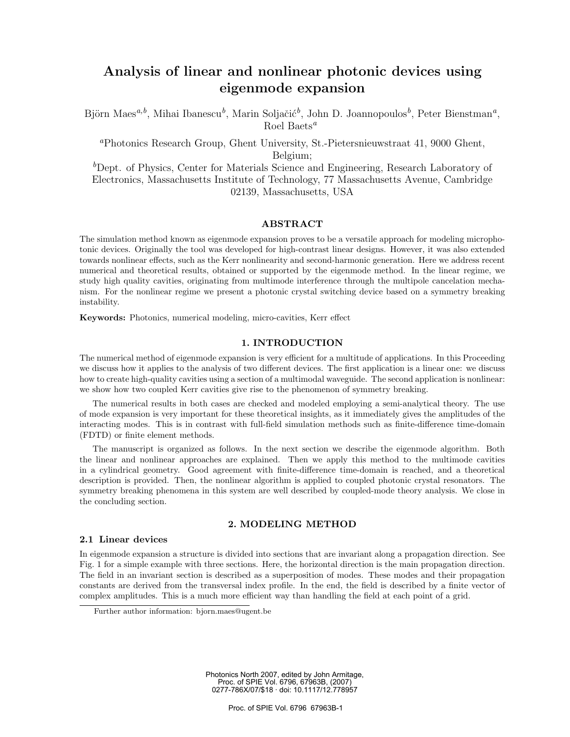# Analysis of linear and nonlinear photonic devices using eigenmode expansion

Björn Maes[a,b], Mihai Ibanescu[b], Marin Soljačić[b], John D. Joannopoulos[b], Peter Bienstman[a], Roel Baets[a]

[a]Photonics Research Group, Ghent University, St.-Pietersnieuwstraat 41, 9000 Ghent, Belgium;

[b]Dept. of Physics, Center for Materials Science and Engineering, Research Laboratory of Electronics, Massachusetts Institute of Technology, 77 Massachusetts Avenue, Cambridge 02139, Massachusetts, USA

## ABSTRACT

The simulation method known as eigenmode expansion proves to be a versatile approach for modeling microphotonic devices. Originally the tool was developed for high-contrast linear designs. However, it was also extended towards nonlinear effects, such as the Kerr nonlinearity and second-harmonic generation. Here we address recent numerical and theoretical results, obtained or supported by the eigenmode method. In the linear regime, we study high quality cavities, originating from multimode interference through the multipole cancelation mechanism. For the nonlinear regime we present a photonic crystal switching device based on a symmetry breaking instability.

**Keywords:** Photonics, numerical modeling, micro-cavities, Kerr effect

## 1. INTRODUCTION

The numerical method of eigenmode expansion is very efficient for a multitude of applications. In this Proceeding we discuss how it applies to the analysis of two different devices. The first application is a linear one: we discuss how to create high-quality cavities using a section of a multimodal waveguide. The second application is nonlinear: we show how two coupled Kerr cavities give rise to the phenomenon of symmetry breaking.

The numerical results in both cases are checked and modeled employing a semi-analytical theory. The use of mode expansion is very important for these theoretical insights, as it immediately gives the amplitudes of the interacting modes. This is in contrast with full-field simulation methods such as finite-difference time-domain (FDTD) or finite element methods.

The manuscript is organized as follows. In the next section we describe the eigenmode algorithm. Both the linear and nonlinear approaches are explained. Then we apply this method to the multimode cavities in a cylindrical geometry. Good agreement with finite-difference time-domain is reached, and a theoretical description is provided. Then, the nonlinear algorithm is applied to coupled photonic crystal resonators. The symmetry breaking phenomena in this system are well described by coupled-mode theory analysis. We close in the concluding section.

## 2. MODELING METHOD

### 2.1 Linear devices

In eigenmode expansion a structure is divided into sections that are invariant along a propagation direction. See Fig. 1 for a simple example with three sections. Here, the horizontal direction is the main propagation direction. The field in an invariant section is described as a superposition of modes. These modes and their propagation constants are derived from the transversal index profile. In the end, the field is described by a finite vector of complex amplitudes. This is a much more efficient way than handling the field at each point of a grid.

Further author information: bjorn.maes@ugent.be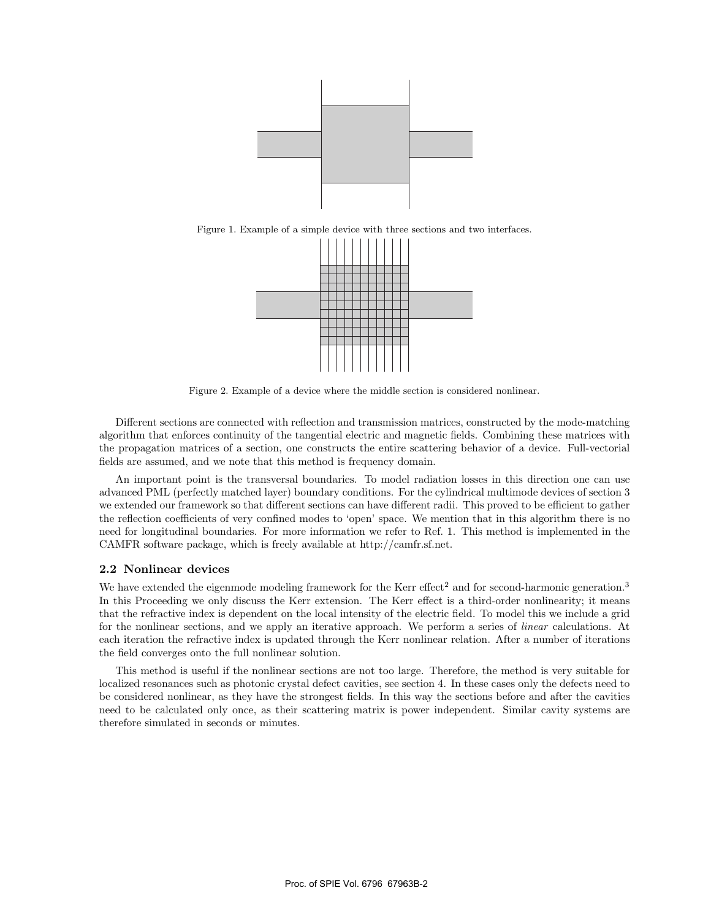Figure 1. Example of a simple device with three sections and two interfaces.

Figure 2. Example of a device where the middle section is considered nonlinear.

Different sections are connected with reflection and transmission matrices, constructed by the mode-matching algorithm that enforces continuity of the tangential electric and magnetic fields. Combining these matrices with the propagation matrices of a section, one constructs the entire scattering behavior of a device. Full-vectorial fields are assumed, and we note that this method is frequency domain.

An important point is the transversal boundaries. To model radiation losses in this direction one can use advanced PML (perfectly matched layer) boundary conditions. For the cylindrical multimode devices of section 3 we extended our framework so that different sections can have different radii. This proved to be efficient to gather the reflection coefficients of very confined modes to 'open' space. We mention that in this algorithm there is no need for longitudinal boundaries. For more information we refer to Ref. 1. This method is implemented in the CAMFR software package, which is freely available at http://camfr.sf.net.

### 2.2 Nonlinear devices

We have extended the eigenmode modeling framework for the Kerr effect[2] and for second-harmonic generation.[3] In this Proceeding we only discuss the Kerr extension. The Kerr effect is a third-order nonlinearity; it means that the refractive index is dependent on the local intensity of the electric field. To model this we include a grid for the nonlinear sections, and we apply an iterative approach. We perform a series of *linear* calculations. At each iteration the refractive index is updated through the Kerr nonlinear relation. After a number of iterations the field converges onto the full nonlinear solution.

This method is useful if the nonlinear sections are not too large. Therefore, the method is very suitable for localized resonances such as photonic crystal defect cavities, see section 4. In these cases only the defects need to be considered nonlinear, as they have the strongest fields. In this way the sections before and after the cavities need to be calculated only once, as their scattering matrix is power independent. Similar cavity systems are therefore simulated in seconds or minutes.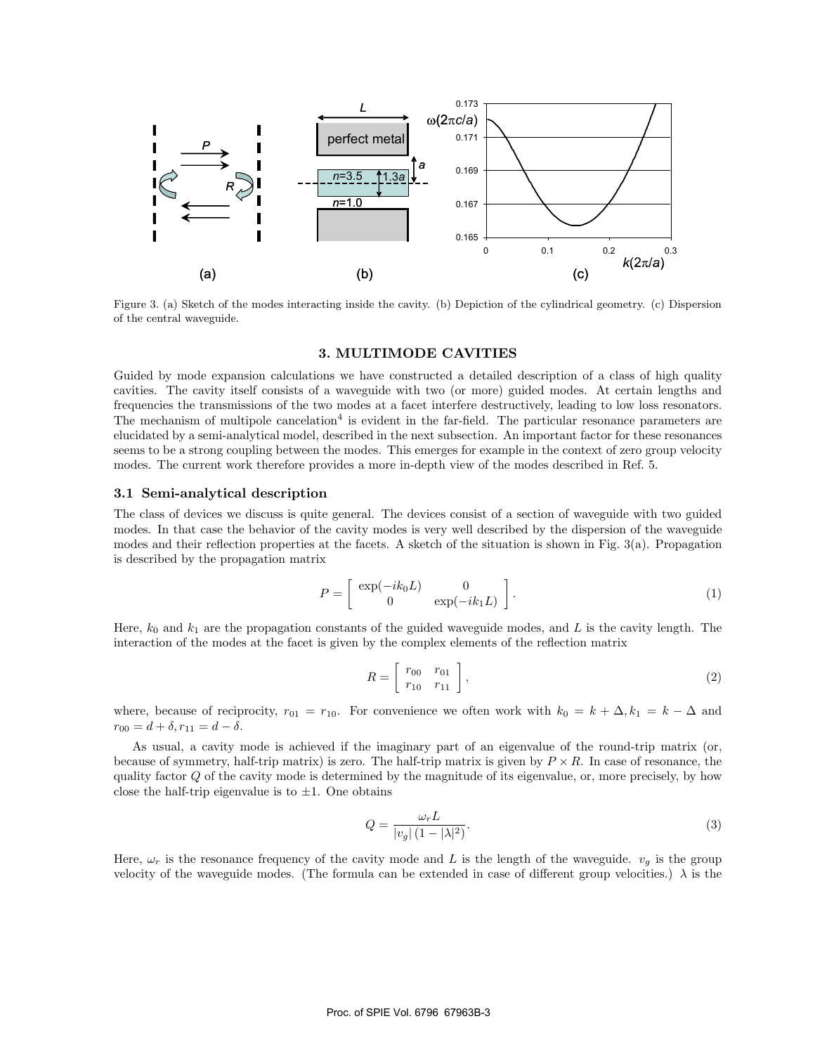Figure 3. (a) Sketch of the modes interacting inside the cavity. (b) Depiction of the cylindrical geometry. (c) Dispersion of the central waveguide.

## 3. MULTIMODE CAVITIES

Guided by mode expansion calculations we have constructed a detailed description of a class of high quality cavities. The cavity itself consists of a waveguide with two (or more) guided modes. At certain lengths and frequencies the transmissions of the two modes at a facet interfere destructively, leading to low loss resonators. The mechanism of multipole cancelation[4] is evident in the far-field. The particular resonance parameters are elucidated by a semi-analytical model, described in the next subsection. An important factor for these resonances seems to be a strong coupling between the modes. This emerges for example in the context of zero group velocity modes. The current work therefore provides a more in-depth view of the modes described in Ref. 5.

### 3.1 Semi-analytical description

The class of devices we discuss is quite general. The devices consist of a section of waveguide with two guided modes. In that case the behavior of the cavity modes is very well described by the dispersion of the waveguide modes and their reflection properties at the facets. A sketch of the situation is shown in Fig. 3(a). Propagation is described by the propagation matrix

$$P = \begin{bmatrix} \exp(-ik_0 L) & 0 \\ 0 & \exp(-ik_1 L) \end{bmatrix}. \tag{1}$$

Here, $k_0$ and $k_1$ are the propagation constants of the guided waveguide modes, and $L$ is the cavity length. The interaction of the modes at the facet is given by the complex elements of the reflection matrix

$$R = \begin{bmatrix} r_{00} & r_{01} \\ r_{10} & r_{11} \end{bmatrix}, \tag{2}$$

where, because of reciprocity, $r_{01} = r_{10}$. For convenience we often work with $k_0 = k + \Delta, k_1 = k - \Delta$ and $r_{00} = d + \delta, r_{11} = d - \delta$.

As usual, a cavity mode is achieved if the imaginary part of an eigenvalue of the round-trip matrix (or, because of symmetry, half-trip matrix) is zero. The half-trip matrix is given by $P \times R$. In case of resonance, the quality factor $Q$ of the cavity mode is determined by the magnitude of its eigenvalue, or, more precisely, by how close the half-trip eigenvalue is to $\pm 1$. One obtains

$$Q = \frac{\omega_r L}{|v_g|\,(1 - |\lambda|^2)}. \tag{3}$$

Here, $\omega_r$ is the resonance frequency of the cavity mode and $L$ is the length of the waveguide. $v_g$ is the group velocity of the waveguide modes. (The formula can be extended in case of different group velocities.) $\lambda$ is the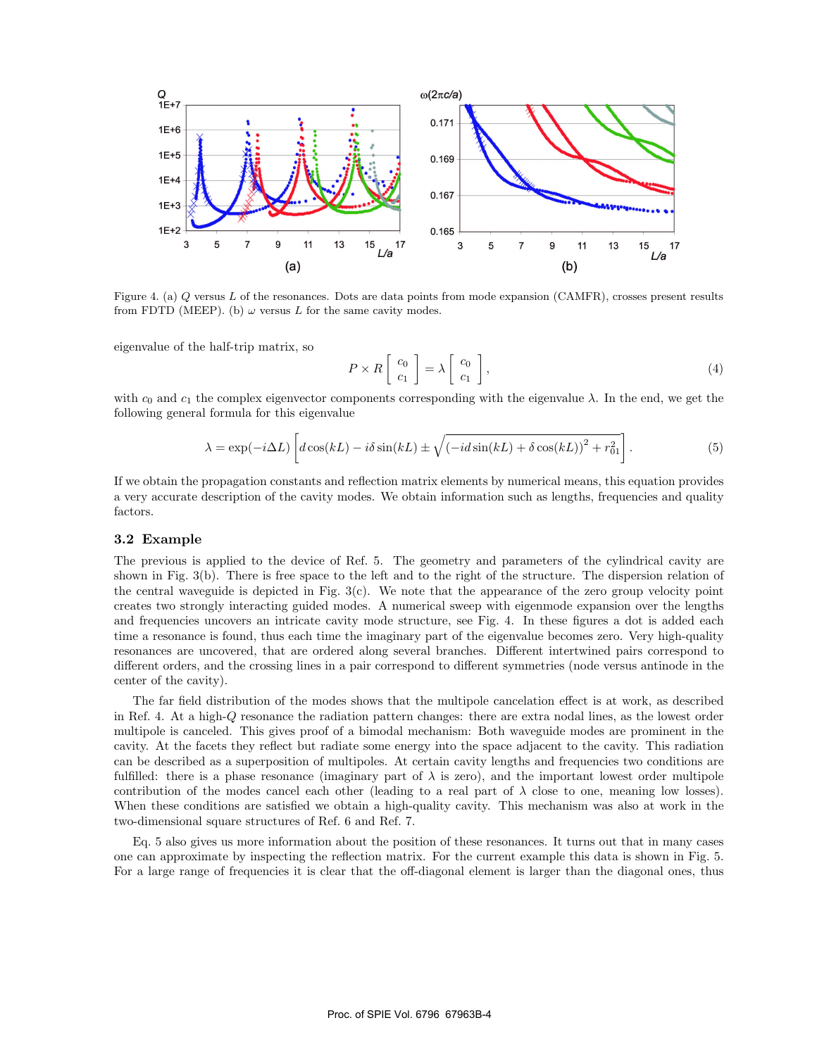Figure 4. (a) $Q$ versus $L$ of the resonances. Dots are data points from mode expansion (CAMFR), crosses present results from FDTD (MEEP). (b) $\omega$ versus $L$ for the same cavity modes.

eigenvalue of the half-trip matrix, so

$$P \times R \begin{bmatrix} c_0 \\ c_1 \end{bmatrix} = \lambda \begin{bmatrix} c_0 \\ c_1 \end{bmatrix}, \tag{4}$$

with $c_0$ and $c_1$ the complex eigenvector components corresponding with the eigenvalue $\lambda$. In the end, we get the following general formula for this eigenvalue

$$\lambda = \exp(-i\Delta L)\left[d\cos(kL) - i\delta\sin(kL) \pm \sqrt{\left(-id\sin(kL) + \delta\cos(kL)\right)^2 + r_{01}^2}\right]. \tag{5}$$

If we obtain the propagation constants and reflection matrix elements by numerical means, this equation provides a very accurate description of the cavity modes. We obtain information such as lengths, frequencies and quality factors.

### 3.2 Example

The previous is applied to the device of Ref. 5. The geometry and parameters of the cylindrical cavity are shown in Fig. 3(b). There is free space to the left and to the right of the structure. The dispersion relation of the central waveguide is depicted in Fig. 3(c). We note that the appearance of the zero group velocity point creates two strongly interacting guided modes. A numerical sweep with eigenmode expansion over the lengths and frequencies uncovers an intricate cavity mode structure, see Fig. 4. In these figures a dot is added each time a resonance is found, thus each time the imaginary part of the eigenvalue becomes zero. Very high-quality resonances are uncovered, that are ordered along several branches. Different intertwined pairs correspond to different orders, and the crossing lines in a pair correspond to different symmetries (node versus antinode in the center of the cavity).

The far field distribution of the modes shows that the multipole cancelation effect is at work, as described in Ref. 4. At a high-$Q$ resonance the radiation pattern changes: there are extra nodal lines, as the lowest order multipole is canceled. This gives proof of a bimodal mechanism: Both waveguide modes are prominent in the cavity. At the facets they reflect but radiate some energy into the space adjacent to the cavity. This radiation can be described as a superposition of multipoles. At certain cavity lengths and frequencies two conditions are fulfilled: there is a phase resonance (imaginary part of $\lambda$ is zero), and the important lowest order multipole contribution of the modes cancel each other (leading to a real part of $\lambda$ close to one, meaning low losses). When these conditions are satisfied we obtain a high-quality cavity. This mechanism was also at work in the two-dimensional square structures of Ref. 6 and Ref. 7.

Eq. 5 also gives us more information about the position of these resonances. It turns out that in many cases one can approximate by inspecting the reflection matrix. For the current example this data is shown in Fig. 5. For a large range of frequencies it is clear that the off-diagonal element is larger than the diagonal ones, thus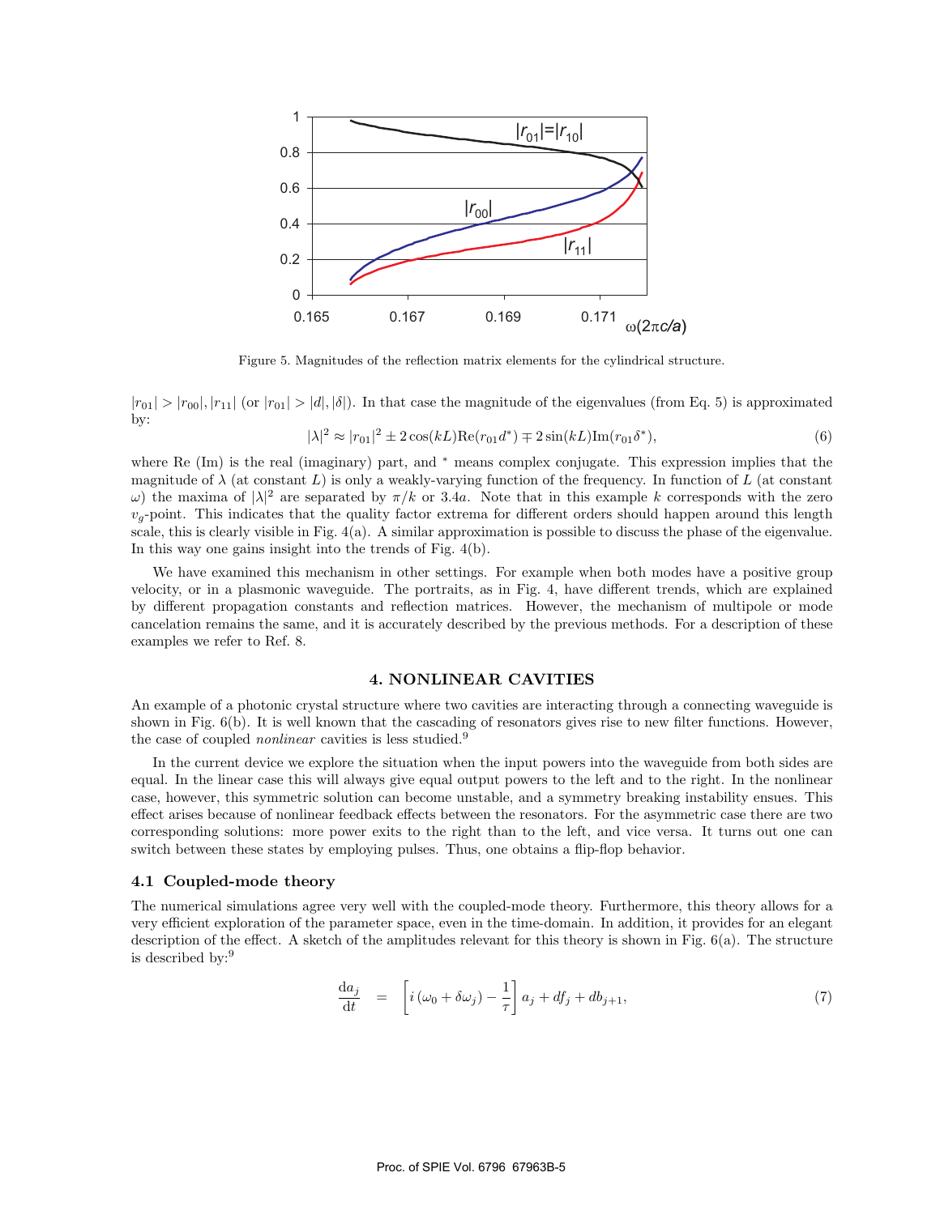Figure 5. Magnitudes of the reflection matrix elements for the cylindrical structure.

$|r_{01}| > |r_{00}|, |r_{11}|$ (or $|r_{01}| > |d|, |\delta|$). In that case the magnitude of the eigenvalues (from Eq. 5) is approximated by:

$$|\lambda|^2 \approx |r_{01}|^2 \pm 2\cos(kL)\mathrm{Re}(r_{01}d^*) \mp 2\sin(kL)\mathrm{Im}(r_{01}\delta^*), \tag{6}$$

where Re (Im) is the real (imaginary) part, and $^*$ means complex conjugate. This expression implies that the magnitude of $\lambda$ (at constant $L$) is only a weakly-varying function of the frequency. In function of $L$ (at constant $\omega$) the maxima of $|\lambda|^2$ are separated by $\pi/k$ or $3.4a$. Note that in this example $k$ corresponds with the zero $v_g$-point. This indicates that the quality factor extrema for different orders should happen around this length scale, this is clearly visible in Fig. 4(a). A similar approximation is possible to discuss the phase of the eigenvalue. In this way one gains insight into the trends of Fig. 4(b).

We have examined this mechanism in other settings. For example when both modes have a positive group velocity, or in a plasmonic waveguide. The portraits, as in Fig. 4, have different trends, which are explained by different propagation constants and reflection matrices. However, the mechanism of multipole or mode cancelation remains the same, and it is accurately described by the previous methods. For a description of these examples we refer to Ref. 8.

## 4. NONLINEAR CAVITIES

An example of a photonic crystal structure where two cavities are interacting through a connecting waveguide is shown in Fig. 6(b). It is well known that the cascading of resonators gives rise to new filter functions. However, the case of coupled *nonlinear* cavities is less studied.[9]

In the current device we explore the situation when the input powers into the waveguide from both sides are equal. In the linear case this will always give equal output powers to the left and to the right. In the nonlinear case, however, this symmetric solution can become unstable, and a symmetry breaking instability ensues. This effect arises because of nonlinear feedback effects between the resonators. For the asymmetric case there are two corresponding solutions: more power exits to the right than to the left, and vice versa. It turns out one can switch between these states by employing pulses. Thus, one obtains a flip-flop behavior.

### 4.1 Coupled-mode theory

The numerical simulations agree very well with the coupled-mode theory. Furthermore, this theory allows for a very efficient exploration of the parameter space, even in the time-domain. In addition, it provides for an elegant description of the effect. A sketch of the amplitudes relevant for this theory is shown in Fig. 6(a). The structure is described by:[9]

$$\frac{\mathrm{d}a_j}{\mathrm{d}t} = \left[i\left(\omega_0 + \delta\omega_j\right) - \frac{1}{\tau}\right] a_j + df_j + db_{j+1}, \tag{7}$$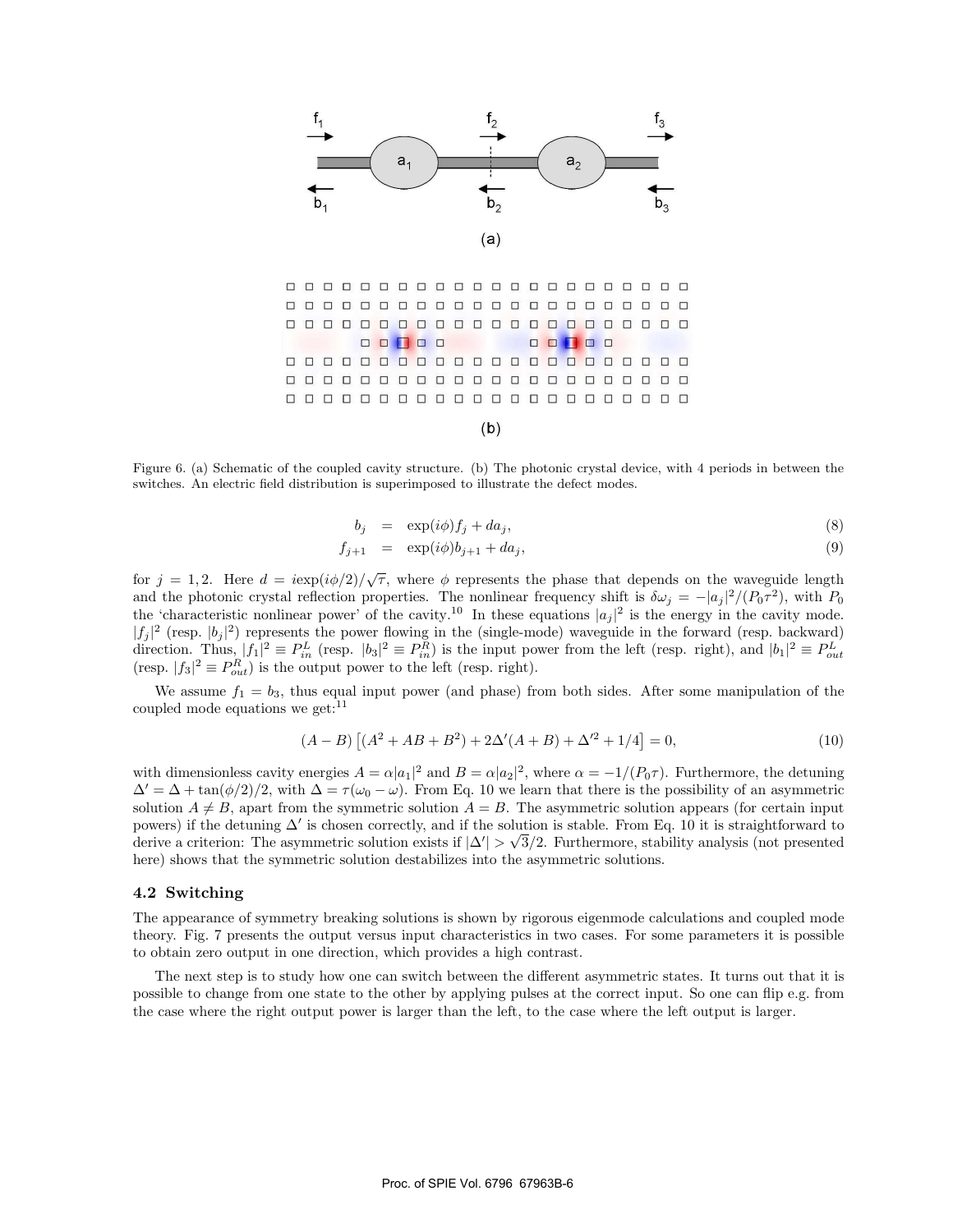Figure 6. (a) Schematic of the coupled cavity structure. (b) The photonic crystal device, with 4 periods in between the switches. An electric field distribution is superimposed to illustrate the defect modes.

$$b_j = \exp(i\phi) f_j + d a_j, \tag{8}$$

$$f_{j+1} = \exp(i\phi) b_{j+1} + d a_j, \tag{9}$$

for $j = 1, 2$. Here $d = i\exp(i\phi/2)/\sqrt{\tau}$, where $\phi$ represents the phase that depends on the waveguide length and the photonic crystal reflection properties. The nonlinear frequency shift is $\delta\omega_j = -|a_j|^2/(P_0\tau^2)$, with $P_0$ the 'characteristic nonlinear power' of the cavity.[10] In these equations $|a_j|^2$ is the energy in the cavity mode. $|f_j|^2$ (resp. $|b_j|^2$) represents the power flowing in the (single-mode) waveguide in the forward (resp. backward) direction. Thus, $|f_1|^2 \equiv P_{in}^L$ (resp. $|b_3|^2 \equiv P_{in}^R$) is the input power from the left (resp. right), and $|b_1|^2 \equiv P_{out}^L$ (resp. $|f_3|^2 \equiv P_{out}^R$) is the output power to the left (resp. right).

We assume $f_1 = b_3$, thus equal input power (and phase) from both sides. After some manipulation of the coupled mode equations we get:[11]

$$(A - B)\left[(A^2 + AB + B^2) + 2\Delta'(A + B) + \Delta'^2 + 1/4\right] = 0, \tag{10}$$

with dimensionless cavity energies $A = \alpha|a_1|^2$ and $B = \alpha|a_2|^2$, where $\alpha = -1/(P_0\tau)$. Furthermore, the detuning $\Delta' = \Delta + \tan(\phi/2)/2$, with $\Delta = \tau(\omega_0 - \omega)$. From Eq. 10 we learn that there is the possibility of an asymmetric solution $A \neq B$, apart from the symmetric solution $A = B$. The asymmetric solution appears (for certain input powers) if the detuning $\Delta'$ is chosen correctly, and if the solution is stable. From Eq. 10 it is straightforward to derive a criterion: The asymmetric solution exists if $|\Delta'| > \sqrt{3}/2$. Furthermore, stability analysis (not presented here) shows that the symmetric solution destabilizes into the asymmetric solutions.

### 4.2 Switching

The appearance of symmetry breaking solutions is shown by rigorous eigenmode calculations and coupled mode theory. Fig. 7 presents the output versus input characteristics in two cases. For some parameters it is possible to obtain zero output in one direction, which provides a high contrast.

The next step is to study how one can switch between the different asymmetric states. It turns out that it is possible to change from one state to the other by applying pulses at the correct input. So one can flip e.g. from the case where the right output power is larger than the left, to the case where the left output is larger.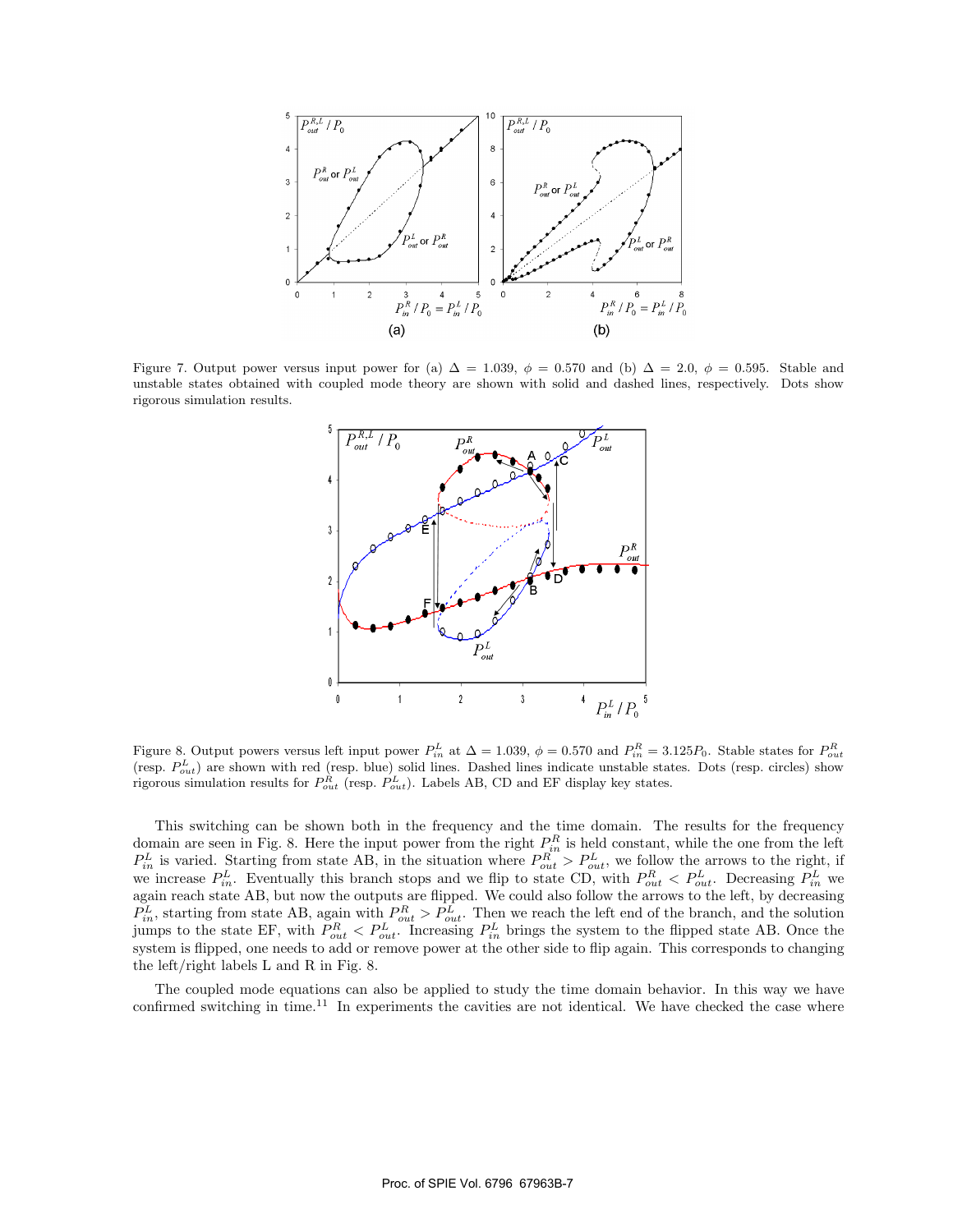Figure 7. Output power versus input power for (a) $\Delta = 1.039$, $\phi = 0.570$ and (b) $\Delta = 2.0$, $\phi = 0.595$. Stable and unstable states obtained with coupled mode theory are shown with solid and dashed lines, respectively. Dots show rigorous simulation results.

Figure 8. Output powers versus left input power $P_{in}^{L}$ at $\Delta = 1.039$, $\phi = 0.570$ and $P_{in}^{R} = 3.125P_0$. Stable states for $P_{out}^{R}$ (resp. $P_{out}^{L}$) are shown with red (resp. blue) solid lines. Dashed lines indicate unstable states. Dots (resp. circles) show rigorous simulation results for $P_{out}^{R}$ (resp. $P_{out}^{L}$). Labels AB, CD and EF display key states.

This switching can be shown both in the frequency and the time domain. The results for the frequency domain are seen in Fig. 8. Here the input power from the right $P_{in}^{R}$ is held constant, while the one from the left $P_{in}^{L}$ is varied. Starting from state AB, in the situation where $P_{out}^{R} > P_{out}^{L}$, we follow the arrows to the right, if we increase $P_{in}^{L}$. Eventually this branch stops and we flip to state CD, with $P_{out}^{R} < P_{out}^{L}$. Decreasing $P_{in}^{L}$ we again reach state AB, but now the outputs are flipped. We could also follow the arrows to the left, by decreasing $P_{in}^{L}$, starting from state AB, again with $P_{out}^{R} > P_{out}^{L}$. Then we reach the left end of the branch, and the solution jumps to the state EF, with $P_{out}^{R} < P_{out}^{L}$. Increasing $P_{in}^{L}$ brings the system to the flipped state AB. Once the system is flipped, one needs to add or remove power at the other side to flip again. This corresponds to changing the left/right labels L and R in Fig. 8.

The coupled mode equations can also be applied to study the time domain behavior. In this way we have confirmed switching in time.[11] In experiments the cavities are not identical. We have checked the case where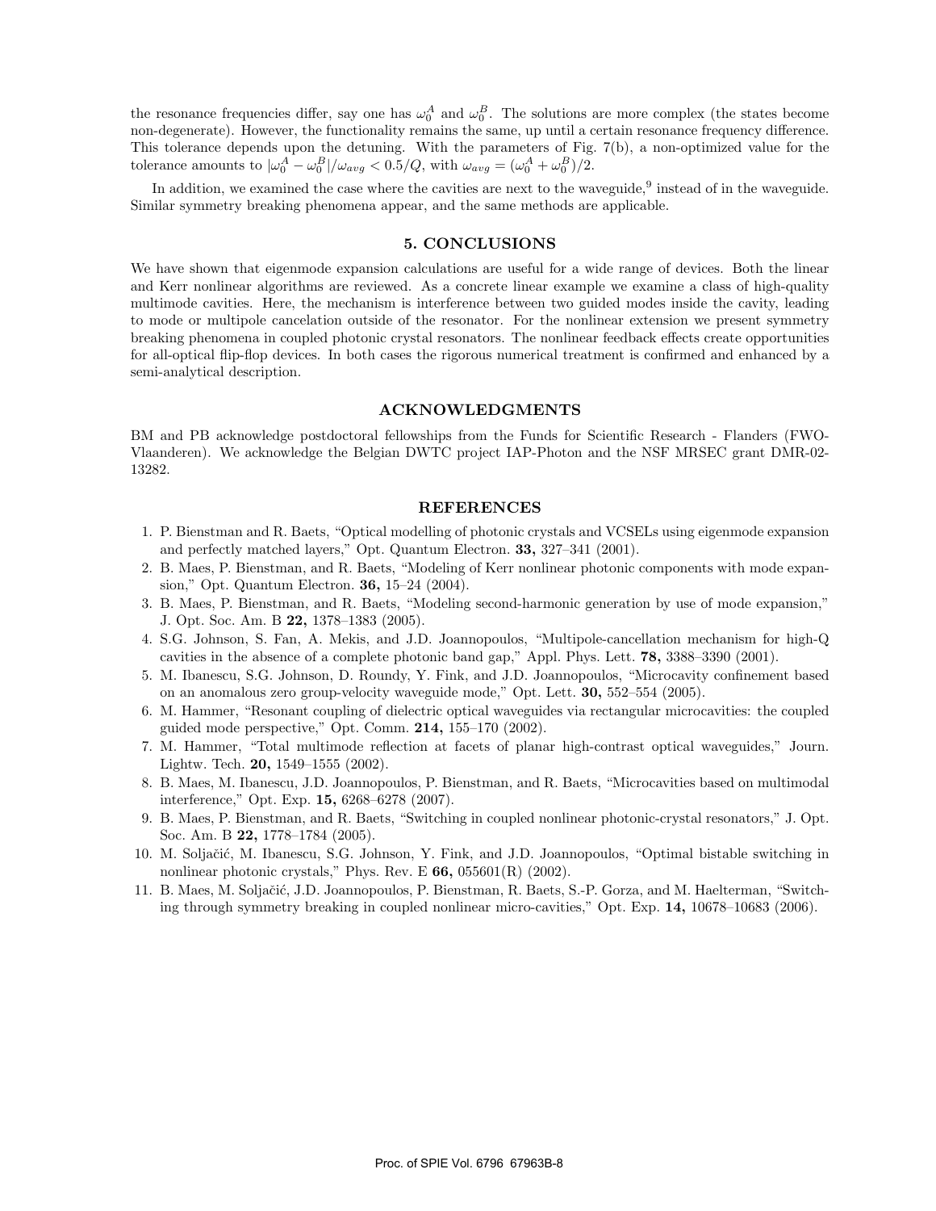the resonance frequencies differ, say one has $\omega_0^A$ and $\omega_0^B$. The solutions are more complex (the states become non-degenerate). However, the functionality remains the same, up until a certain resonance frequency difference. This tolerance depends upon the detuning. With the parameters of Fig. 7(b), a non-optimized value for the tolerance amounts to $|\omega_0^A - \omega_0^B|/\omega_{avg} < 0.5/Q$, with $\omega_{avg} = (\omega_0^A + \omega_0^B)/2$.

In addition, we examined the case where the cavities are next to the waveguide,[9] instead of in the waveguide. Similar symmetry breaking phenomena appear, and the same methods are applicable.

## 5. CONCLUSIONS

We have shown that eigenmode expansion calculations are useful for a wide range of devices. Both the linear and Kerr nonlinear algorithms are reviewed. As a concrete linear example we examine a class of high-quality multimode cavities. Here, the mechanism is interference between two guided modes inside the cavity, leading to mode or multipole cancelation outside of the resonator. For the nonlinear extension we present symmetry breaking phenomena in coupled photonic crystal resonators. The nonlinear feedback effects create opportunities for all-optical flip-flop devices. In both cases the rigorous numerical treatment is confirmed and enhanced by a semi-analytical description.

## ACKNOWLEDGMENTS

BM and PB acknowledge postdoctoral fellowships from the Funds for Scientific Research - Flanders (FWO-Vlaanderen). We acknowledge the Belgian DWTC project IAP-Photon and the NSF MRSEC grant DMR-02-13282.

## REFERENCES

1. P. Bienstman and R. Baets, "Optical modelling of photonic crystals and VCSELs using eigenmode expansion and perfectly matched layers," Opt. Quantum Electron. **33,** 327–341 (2001).
2. B. Maes, P. Bienstman, and R. Baets, "Modeling of Kerr nonlinear photonic components with mode expansion," Opt. Quantum Electron. **36,** 15–24 (2004).
3. B. Maes, P. Bienstman, and R. Baets, "Modeling second-harmonic generation by use of mode expansion," J. Opt. Soc. Am. B **22,** 1378–1383 (2005).
4. S.G. Johnson, S. Fan, A. Mekis, and J.D. Joannopoulos, "Multipole-cancellation mechanism for high-Q cavities in the absence of a complete photonic band gap," Appl. Phys. Lett. **78,** 3388–3390 (2001).
5. M. Ibanescu, S.G. Johnson, D. Roundy, Y. Fink, and J.D. Joannopoulos, "Microcavity confinement based on an anomalous zero group-velocity waveguide mode," Opt. Lett. **30,** 552–554 (2005).
6. M. Hammer, "Resonant coupling of dielectric optical waveguides via rectangular microcavities: the coupled guided mode perspective," Opt. Comm. **214,** 155–170 (2002).
7. M. Hammer, "Total multimode reflection at facets of planar high-contrast optical waveguides," Journ. Lightw. Tech. **20,** 1549–1555 (2002).
8. B. Maes, M. Ibanescu, J.D. Joannopoulos, P. Bienstman, and R. Baets, "Microcavities based on multimodal interference," Opt. Exp. **15,** 6268–6278 (2007).
9. B. Maes, P. Bienstman, and R. Baets, "Switching in coupled nonlinear photonic-crystal resonators," J. Opt. Soc. Am. B **22,** 1778–1784 (2005).
10. M. Soljačić, M. Ibanescu, S.G. Johnson, Y. Fink, and J.D. Joannopoulos, "Optimal bistable switching in nonlinear photonic crystals," Phys. Rev. E **66,** 055601(R) (2002).
11. B. Maes, M. Soljačić, J.D. Joannopoulos, P. Bienstman, R. Baets, S.-P. Gorza, and M. Haelterman, "Switching through symmetry breaking in coupled nonlinear micro-cavities," Opt. Exp. **14,** 10678–10683 (2006).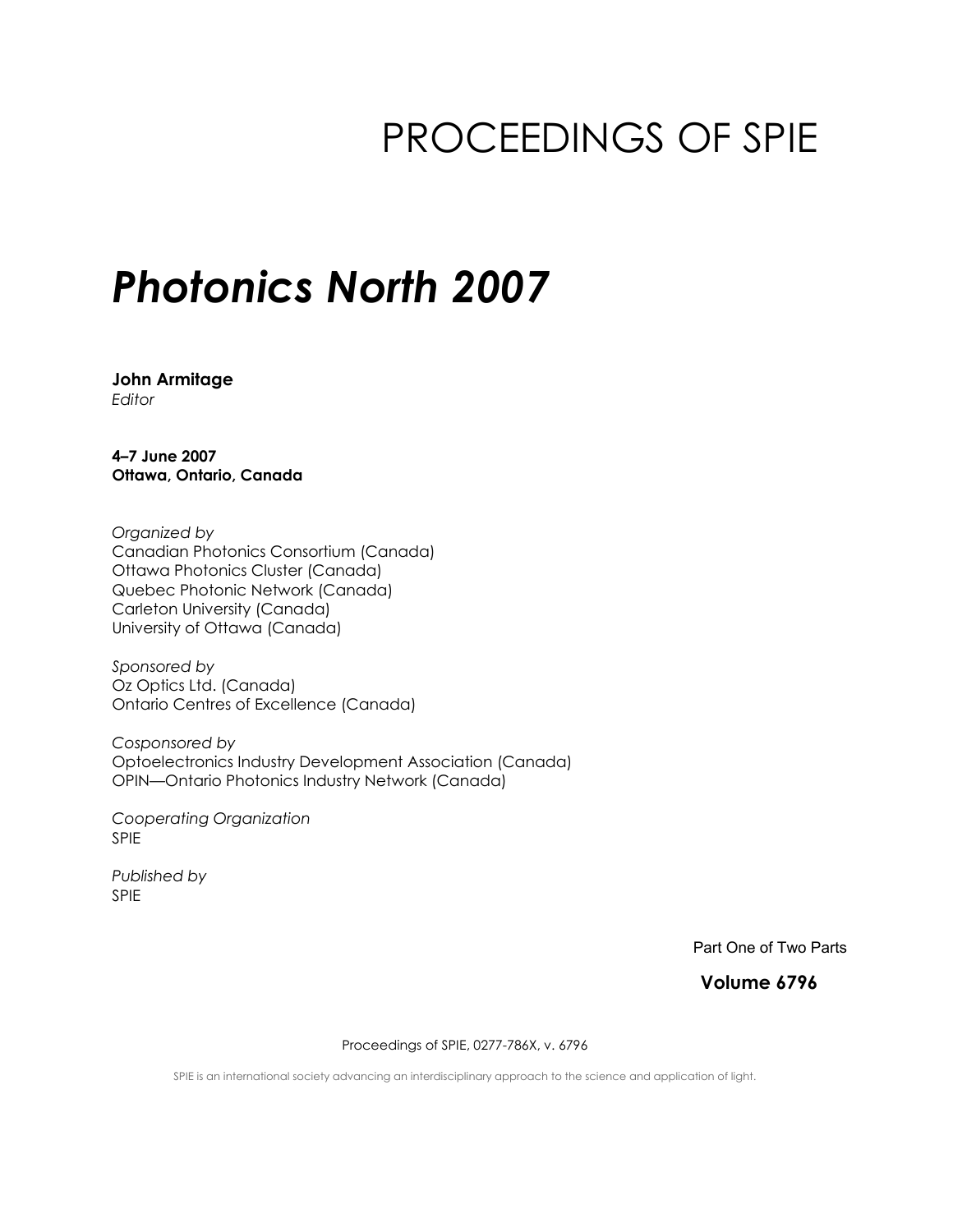# PROCEEDINGS OF SPIE

# *Photonics North 2007*

**John Armitage**
*Editor*

**4–7 June 2007**
**Ottawa, Ontario, Canada**

*Organized by*
Canadian Photonics Consortium (Canada)
Ottawa Photonics Cluster (Canada)
Quebec Photonic Network (Canada)
Carleton University (Canada)
University of Ottawa (Canada)

*Sponsored by*
Oz Optics Ltd. (Canada)
Ontario Centres of Excellence (Canada)

*Cosponsored by*
Optoelectronics Industry Development Association (Canada)
OPIN—Ontario Photonics Industry Network (Canada)

*Cooperating Organization*
SPIE

*Published by*
SPIE

Part One of Two Parts

**Volume 6796**

Proceedings of SPIE, 0277-786X, v. 6796

SPIE is an international society advancing an interdisciplinary approach to the science and application of light.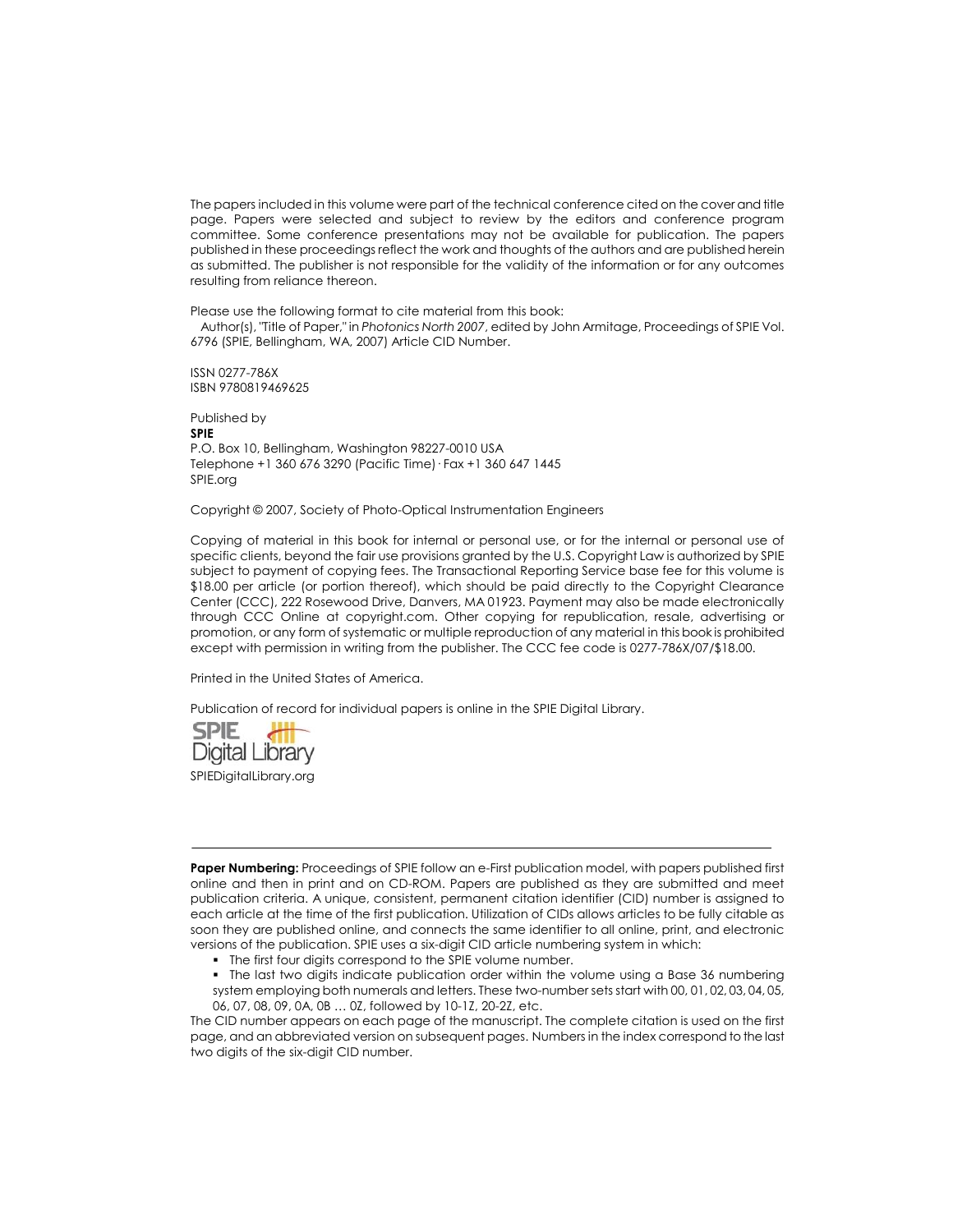The papers included in this volume were part of the technical conference cited on the cover and title page. Papers were selected and subject to review by the editors and conference program committee. Some conference presentations may not be available for publication. The papers published in these proceedings reflect the work and thoughts of the authors and are published herein as submitted. The publisher is not responsible for the validity of the information or for any outcomes resulting from reliance thereon.

Please use the following format to cite material from this book:
Author(s), "Title of Paper," in *Photonics North 2007*, edited by John Armitage, Proceedings of SPIE Vol. 6796 (SPIE, Bellingham, WA, 2007) Article CID Number.

ISSN 0277-786X
ISBN 9780819469625

Published by
**SPIE**
P.O. Box 10, Bellingham, Washington 98227-0010 USA
Telephone +1 360 676 3290 (Pacific Time) · Fax +1 360 647 1445
SPIE.org

Copyright © 2007, Society of Photo-Optical Instrumentation Engineers

Copying of material in this book for internal or personal use, or for the internal or personal use of specific clients, beyond the fair use provisions granted by the U.S. Copyright Law is authorized by SPIE subject to payment of copying fees. The Transactional Reporting Service base fee for this volume is $18.00 per article (or portion thereof), which should be paid directly to the Copyright Clearance Center (CCC), 222 Rosewood Drive, Danvers, MA 01923. Payment may also be made electronically through CCC Online at copyright.com. Other copying for republication, resale, advertising or promotion, or any form of systematic or multiple reproduction of any material in this book is prohibited except with permission in writing from the publisher. The CCC fee code is 0277-786X/07/$18.00.

Printed in the United States of America.

Publication of record for individual papers is online in the SPIE Digital Library.

SPIE Digital Library
SPIEDigitalLibrary.org

---

**Paper Numbering:** Proceedings of SPIE follow an e-First publication model, with papers published first online and then in print and on CD-ROM. Papers are published as they are submitted and meet publication criteria. A unique, consistent, permanent citation identifier (CID) number is assigned to each article at the time of the first publication. Utilization of CIDs allows articles to be fully citable as soon they are published online, and connects the same identifier to all online, print, and electronic versions of the publication. SPIE uses a six-digit CID article numbering system in which:

- The first four digits correspond to the SPIE volume number.
- The last two digits indicate publication order within the volume using a Base 36 numbering system employing both numerals and letters. These two-number sets start with 00, 01, 02, 03, 04, 05, 06, 07, 08, 09, 0A, 0B … 0Z, followed by 10-1Z, 20-2Z, etc.

The CID number appears on each page of the manuscript. The complete citation is used on the first page, and an abbreviated version on subsequent pages. Numbers in the index correspond to the last two digits of the six-digit CID number.